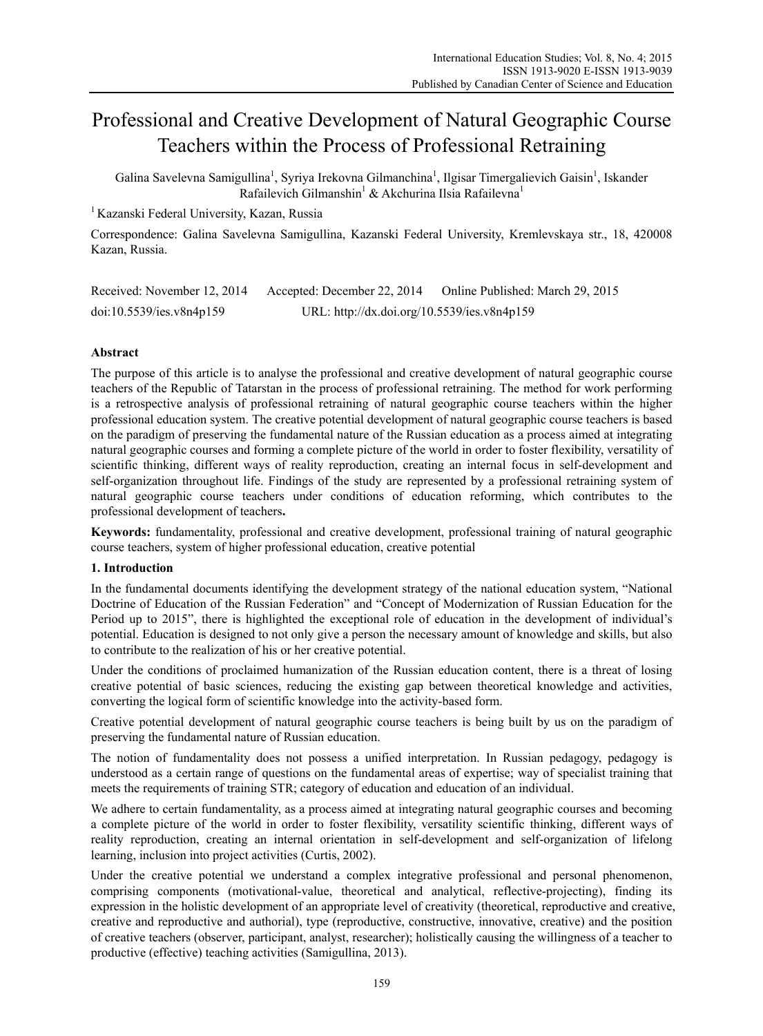# Professional and Creative Development of Natural Geographic Course Teachers within the Process of Professional Retraining

Galina Savelevna Samigullina[1], Syriya Irekovna Gilmanchina[1], Ilgisar Timergalievich Gaisin[1], Iskander Rafailevich Gilmanshin[1] & Akchurina Ilsia Rafailevna[1]

[1] Kazanski Federal University, Kazan, Russia

Correspondence: Galina Savelevna Samigullina, Kazanski Federal University, Kremlevskaya str., 18, 420008 Kazan, Russia.

Received: November 12, 2014 Accepted: December 22, 2014 Online Published: March 29, 2015

doi:10.5539/ies.v8n4p159 URL: http://dx.doi.org/10.5539/ies.v8n4p159

## Abstract

The purpose of this article is to analyse the professional and creative development of natural geographic course teachers of the Republic of Tatarstan in the process of professional retraining. The method for work performing is a retrospective analysis of professional retraining of natural geographic course teachers within the higher professional education system. The creative potential development of natural geographic course teachers is based on the paradigm of preserving the fundamental nature of the Russian education as a process aimed at integrating natural geographic courses and forming a complete picture of the world in order to foster flexibility, versatility of scientific thinking, different ways of reality reproduction, creating an internal focus in self-development and self-organization throughout life. Findings of the study are represented by a professional retraining system of natural geographic course teachers under conditions of education reforming, which contributes to the professional development of teachers**.**

**Keywords:** fundamentality, professional and creative development, professional training of natural geographic course teachers, system of higher professional education, creative potential

## 1. Introduction

In the fundamental documents identifying the development strategy of the national education system, "National Doctrine of Education of the Russian Federation" and "Concept of Modernization of Russian Education for the Period up to 2015", there is highlighted the exceptional role of education in the development of individual's potential. Education is designed to not only give a person the necessary amount of knowledge and skills, but also to contribute to the realization of his or her creative potential.

Under the conditions of proclaimed humanization of the Russian education content, there is a threat of losing creative potential of basic sciences, reducing the existing gap between theoretical knowledge and activities, converting the logical form of scientific knowledge into the activity-based form.

Creative potential development of natural geographic course teachers is being built by us on the paradigm of preserving the fundamental nature of Russian education.

The notion of fundamentality does not possess a unified interpretation. In Russian pedagogy, pedagogy is understood as a certain range of questions on the fundamental areas of expertise; way of specialist training that meets the requirements of training STR; category of education and education of an individual.

We adhere to certain fundamentality, as a process aimed at integrating natural geographic courses and becoming a complete picture of the world in order to foster flexibility, versatility scientific thinking, different ways of reality reproduction, creating an internal orientation in self-development and self-organization of lifelong learning, inclusion into project activities (Curtis, 2002).

Under the creative potential we understand a complex integrative professional and personal phenomenon, comprising components (motivational-value, theoretical and analytical, reflective-projecting), finding its expression in the holistic development of an appropriate level of creativity (theoretical, reproductive and creative, creative and reproductive and authorial), type (reproductive, constructive, innovative, creative) and the position of creative teachers (observer, participant, analyst, researcher); holistically causing the willingness of a teacher to productive (effective) teaching activities (Samigullina, 2013).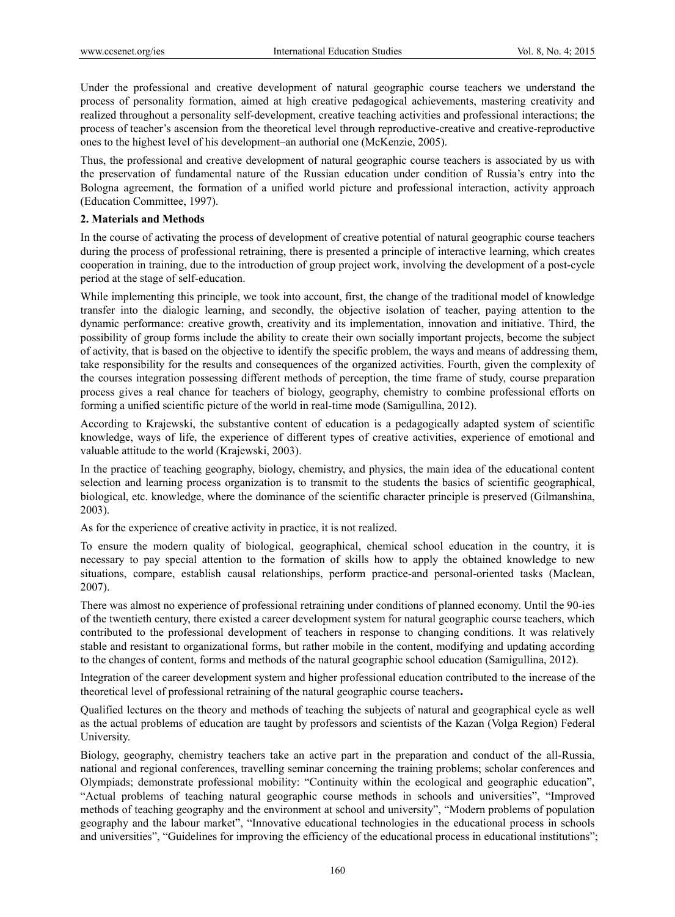Under the professional and creative development of natural geographic course teachers we understand the process of personality formation, aimed at high creative pedagogical achievements, mastering creativity and realized throughout a personality self-development, creative teaching activities and professional interactions; the process of teacher's ascension from the theoretical level through reproductive-creative and creative-reproductive ones to the highest level of his development–an authorial one (McKenzie, 2005).

Thus, the professional and creative development of natural geographic course teachers is associated by us with the preservation of fundamental nature of the Russian education under condition of Russia's entry into the Bologna agreement, the formation of a unified world picture and professional interaction, activity approach (Education Committee, 1997).

## 2. Materials and Methods

In the course of activating the process of development of creative potential of natural geographic course teachers during the process of professional retraining, there is presented a principle of interactive learning, which creates cooperation in training, due to the introduction of group project work, involving the development of a post-cycle period at the stage of self-education.

While implementing this principle, we took into account, first, the change of the traditional model of knowledge transfer into the dialogic learning, and secondly, the objective isolation of teacher, paying attention to the dynamic performance: creative growth, creativity and its implementation, innovation and initiative. Third, the possibility of group forms include the ability to create their own socially important projects, become the subject of activity, that is based on the objective to identify the specific problem, the ways and means of addressing them, take responsibility for the results and consequences of the organized activities. Fourth, given the complexity of the courses integration possessing different methods of perception, the time frame of study, course preparation process gives a real chance for teachers of biology, geography, chemistry to combine professional efforts on forming a unified scientific picture of the world in real-time mode (Samigullina, 2012).

According to Krajewski, the substantive content of education is a pedagogically adapted system of scientific knowledge, ways of life, the experience of different types of creative activities, experience of emotional and valuable attitude to the world (Krajewski, 2003).

In the practice of teaching geography, biology, chemistry, and physics, the main idea of the educational content selection and learning process organization is to transmit to the students the basics of scientific geographical, biological, etc. knowledge, where the dominance of the scientific character principle is preserved (Gilmanshina, 2003).

As for the experience of creative activity in practice, it is not realized.

To ensure the modern quality of biological, geographical, chemical school education in the country, it is necessary to pay special attention to the formation of skills how to apply the obtained knowledge to new situations, compare, establish causal relationships, perform practice-and personal-oriented tasks (Maclean, 2007).

There was almost no experience of professional retraining under conditions of planned economy. Until the 90-ies of the twentieth century, there existed a career development system for natural geographic course teachers, which contributed to the professional development of teachers in response to changing conditions. It was relatively stable and resistant to organizational forms, but rather mobile in the content, modifying and updating according to the changes of content, forms and methods of the natural geographic school education (Samigullina, 2012).

Integration of the career development system and higher professional education contributed to the increase of the theoretical level of professional retraining of the natural geographic course teachers.

Qualified lectures on the theory and methods of teaching the subjects of natural and geographical cycle as well as the actual problems of education are taught by professors and scientists of the Kazan (Volga Region) Federal University.

Biology, geography, chemistry teachers take an active part in the preparation and conduct of the all-Russia, national and regional conferences, travelling seminar concerning the training problems; scholar conferences and Olympiads; demonstrate professional mobility: "Continuity within the ecological and geographic education", "Actual problems of teaching natural geographic course methods in schools and universities", "Improved methods of teaching geography and the environment at school and university", "Modern problems of population geography and the labour market", "Innovative educational technologies in the educational process in schools and universities", "Guidelines for improving the efficiency of the educational process in educational institutions";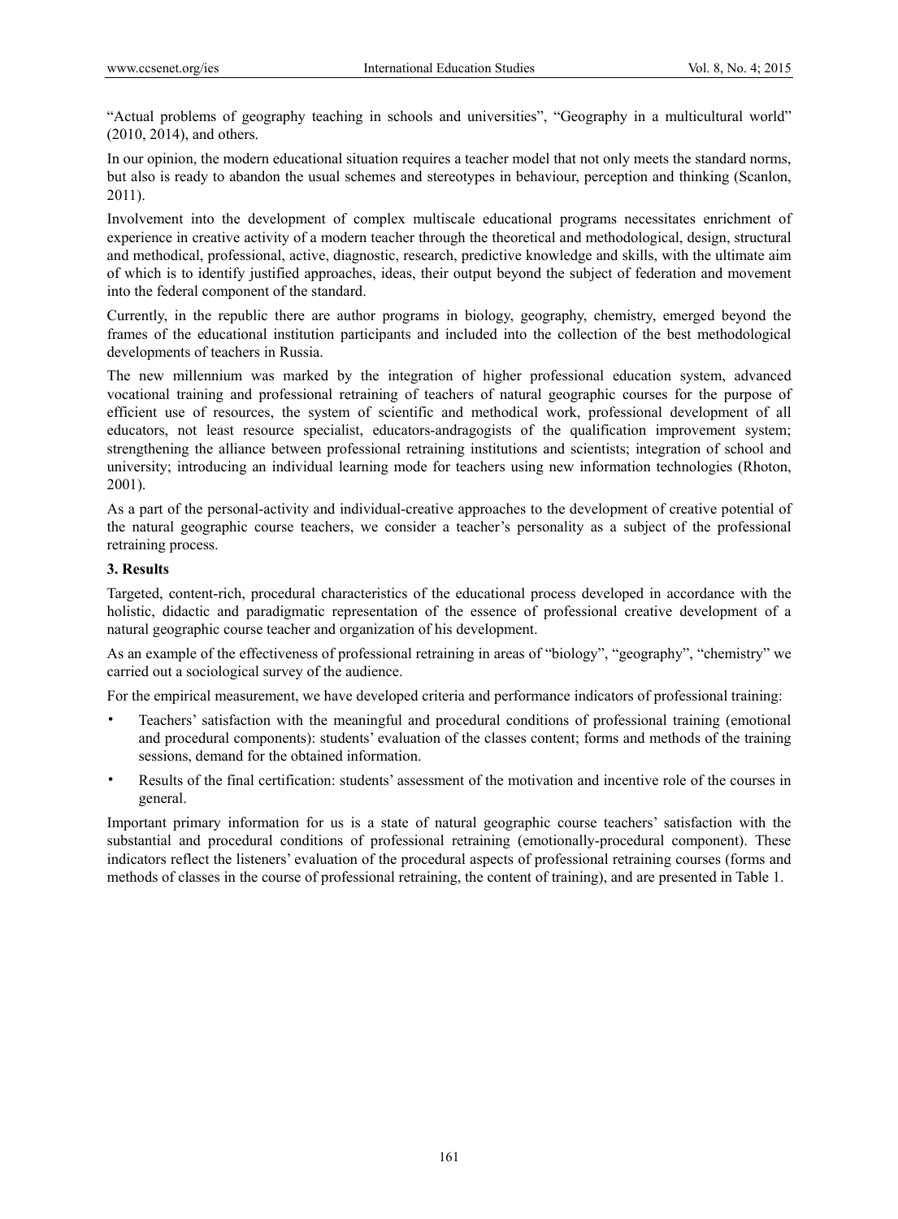“Actual problems of geography teaching in schools and universities”, “Geography in a multicultural world” (2010, 2014), and others.

In our opinion, the modern educational situation requires a teacher model that not only meets the standard norms, but also is ready to abandon the usual schemes and stereotypes in behaviour, perception and thinking (Scanlon, 2011).

Involvement into the development of complex multiscale educational programs necessitates enrichment of experience in creative activity of a modern teacher through the theoretical and methodological, design, structural and methodical, professional, active, diagnostic, research, predictive knowledge and skills, with the ultimate aim of which is to identify justified approaches, ideas, their output beyond the subject of federation and movement into the federal component of the standard.

Currently, in the republic there are author programs in biology, geography, chemistry, emerged beyond the frames of the educational institution participants and included into the collection of the best methodological developments of teachers in Russia.

The new millennium was marked by the integration of higher professional education system, advanced vocational training and professional retraining of teachers of natural geographic courses for the purpose of efficient use of resources, the system of scientific and methodical work, professional development of all educators, not least resource specialist, educators-andragogists of the qualification improvement system; strengthening the alliance between professional retraining institutions and scientists; integration of school and university; introducing an individual learning mode for teachers using new information technologies (Rhoton, 2001).

As a part of the personal-activity and individual-creative approaches to the development of creative potential of the natural geographic course teachers, we consider a teacher’s personality as a subject of the professional retraining process.

## 3. Results

Targeted, content-rich, procedural characteristics of the educational process developed in accordance with the holistic, didactic and paradigmatic representation of the essence of professional creative development of a natural geographic course teacher and organization of his development.

As an example of the effectiveness of professional retraining in areas of “biology”, “geography”, “chemistry” we carried out a sociological survey of the audience.

For the empirical measurement, we have developed criteria and performance indicators of professional training:

- Teachers’ satisfaction with the meaningful and procedural conditions of professional training (emotional and procedural components): students’ evaluation of the classes content; forms and methods of the training sessions, demand for the obtained information.
- Results of the final certification: students’ assessment of the motivation and incentive role of the courses in general.

Important primary information for us is a state of natural geographic course teachers’ satisfaction with the substantial and procedural conditions of professional retraining (emotionally-procedural component). These indicators reflect the listeners’ evaluation of the procedural aspects of professional retraining courses (forms and methods of classes in the course of professional retraining, the content of training), and are presented in Table 1.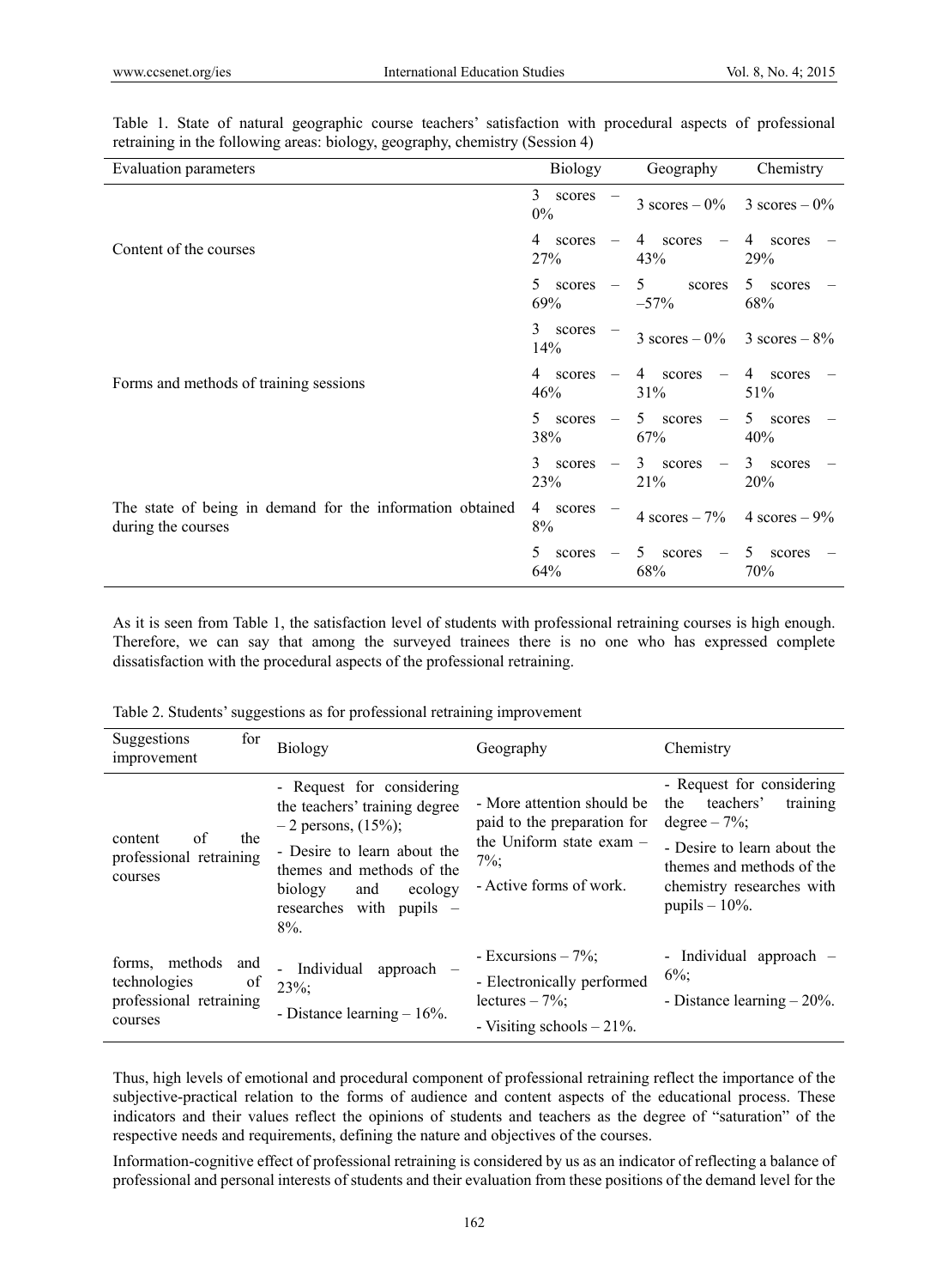Table 1. State of natural geographic course teachers' satisfaction with procedural aspects of professional retraining in the following areas: biology, geography, chemistry (Session 4)

| Evaluation parameters | Biology | Geography | Chemistry |
|---|---|---|---|
| Content of the courses | 3 scores – 0% | 3 scores – 0% | 3 scores – 0% |
| | 4 scores – 27% | 4 scores – 43% | 4 scores – 29% |
| | 5 scores – 69% | 5 scores –57% | 5 scores – 68% |
| Forms and methods of training sessions | 3 scores – 14% | 3 scores – 0% | 3 scores – 8% |
| | 4 scores – 46% | 4 scores – 31% | 4 scores – 51% |
| | 5 scores – 38% | 5 scores – 67% | 5 scores – 40% |
| The state of being in demand for the information obtained during the courses | 3 scores – 23% | 3 scores – 21% | 3 scores – 20% |
| | 4 scores – 8% | 4 scores – 7% | 4 scores – 9% |
| | 5 scores – 64% | 5 scores – 68% | 5 scores – 70% |

As it is seen from Table 1, the satisfaction level of students with professional retraining courses is high enough. Therefore, we can say that among the surveyed trainees there is no one who has expressed complete dissatisfaction with the procedural aspects of the professional retraining.

Table 2. Students' suggestions as for professional retraining improvement

| Suggestions for improvement | Biology | Geography | Chemistry |
|---|---|---|---|
| content of the professional retraining courses | - Request for considering the teachers' training degree – 2 persons, (15%); - Desire to learn about the themes and methods of the biology and ecology researches with pupils – 8%. | - More attention should be paid to the preparation for the Uniform state exam – 7%; - Active forms of work. | - Request for considering the teachers' training degree – 7%; - Desire to learn about the themes and methods of the chemistry researches with pupils – 10%. |
| forms, methods and technologies of professional retraining courses | - Individual approach – 23%; - Distance learning – 16%. | - Excursions – 7%; - Electronically performed lectures – 7%; - Visiting schools – 21%. | - Individual approach – 6%; - Distance learning – 20%. |

Thus, high levels of emotional and procedural component of professional retraining reflect the importance of the subjective-practical relation to the forms of audience and content aspects of the educational process. These indicators and their values reflect the opinions of students and teachers as the degree of "saturation" of the respective needs and requirements, defining the nature and objectives of the courses.

Information-cognitive effect of professional retraining is considered by us as an indicator of reflecting a balance of professional and personal interests of students and their evaluation from these positions of the demand level for the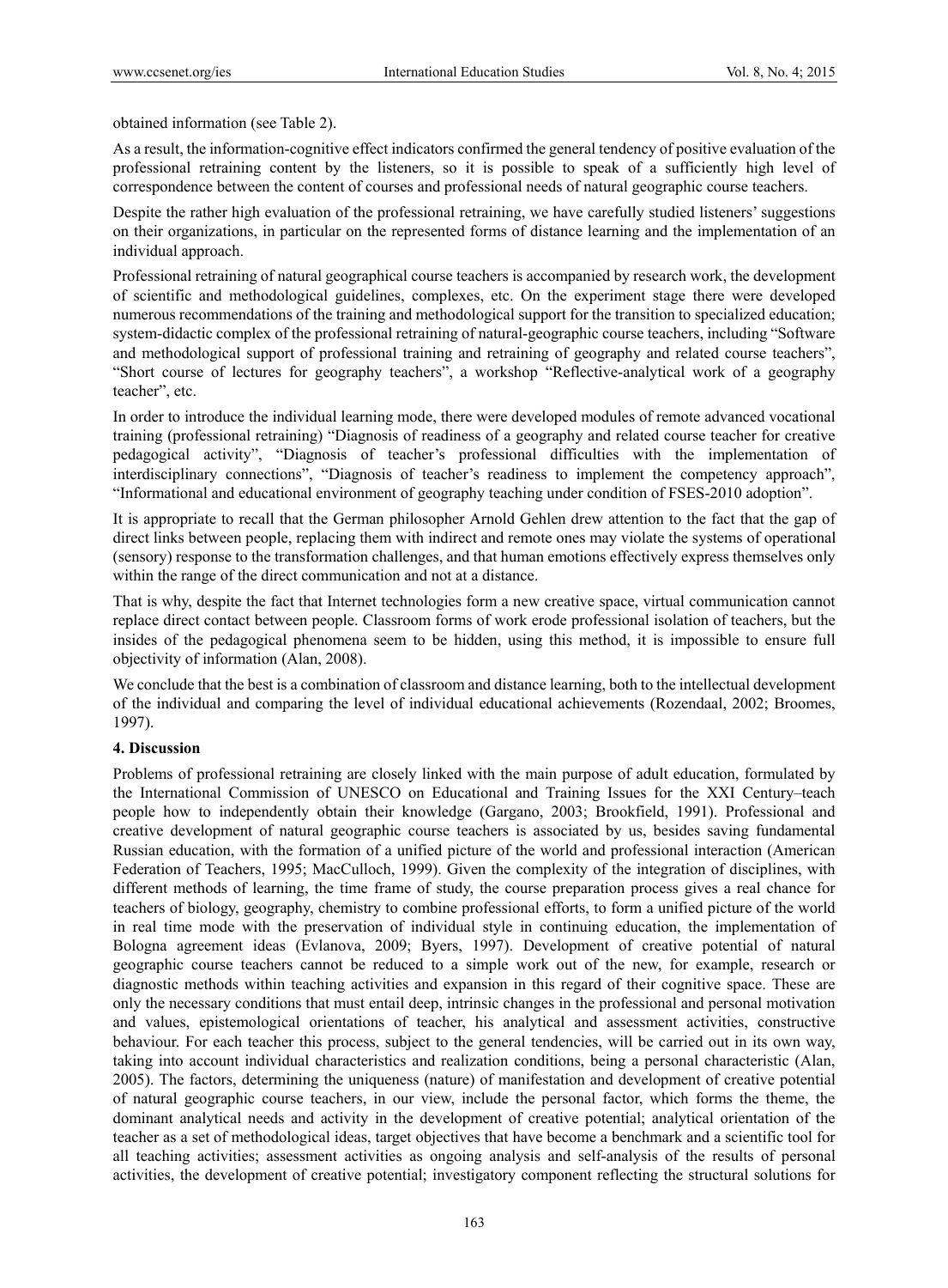obtained information (see Table 2).

As a result, the information-cognitive effect indicators confirmed the general tendency of positive evaluation of the professional retraining content by the listeners, so it is possible to speak of a sufficiently high level of correspondence between the content of courses and professional needs of natural geographic course teachers.

Despite the rather high evaluation of the professional retraining, we have carefully studied listeners' suggestions on their organizations, in particular on the represented forms of distance learning and the implementation of an individual approach.

Professional retraining of natural geographical course teachers is accompanied by research work, the development of scientific and methodological guidelines, complexes, etc. On the experiment stage there were developed numerous recommendations of the training and methodological support for the transition to specialized education; system-didactic complex of the professional retraining of natural-geographic course teachers, including "Software and methodological support of professional training and retraining of geography and related course teachers", "Short course of lectures for geography teachers", a workshop "Reflective-analytical work of a geography teacher", etc.

In order to introduce the individual learning mode, there were developed modules of remote advanced vocational training (professional retraining) "Diagnosis of readiness of a geography and related course teacher for creative pedagogical activity", "Diagnosis of teacher's professional difficulties with the implementation of interdisciplinary connections", "Diagnosis of teacher's readiness to implement the competency approach", "Informational and educational environment of geography teaching under condition of FSES-2010 adoption".

It is appropriate to recall that the German philosopher Arnold Gehlen drew attention to the fact that the gap of direct links between people, replacing them with indirect and remote ones may violate the systems of operational (sensory) response to the transformation challenges, and that human emotions effectively express themselves only within the range of the direct communication and not at a distance.

That is why, despite the fact that Internet technologies form a new creative space, virtual communication cannot replace direct contact between people. Classroom forms of work erode professional isolation of teachers, but the insides of the pedagogical phenomena seem to be hidden, using this method, it is impossible to ensure full objectivity of information (Alan, 2008).

We conclude that the best is a combination of classroom and distance learning, both to the intellectual development of the individual and comparing the level of individual educational achievements (Rozendaal, 2002; Broomes, 1997).

## 4. Discussion

Problems of professional retraining are closely linked with the main purpose of adult education, formulated by the International Commission of UNESCO on Educational and Training Issues for the XXI Century–teach people how to independently obtain their knowledge (Gargano, 2003; Brookfield, 1991). Professional and creative development of natural geographic course teachers is associated by us, besides saving fundamental Russian education, with the formation of a unified picture of the world and professional interaction (American Federation of Teachers, 1995; MacCulloch, 1999). Given the complexity of the integration of disciplines, with different methods of learning, the time frame of study, the course preparation process gives a real chance for teachers of biology, geography, chemistry to combine professional efforts, to form a unified picture of the world in real time mode with the preservation of individual style in continuing education, the implementation of Bologna agreement ideas (Evlanova, 2009; Byers, 1997). Development of creative potential of natural geographic course teachers cannot be reduced to a simple work out of the new, for example, research or diagnostic methods within teaching activities and expansion in this regard of their cognitive space. These are only the necessary conditions that must entail deep, intrinsic changes in the professional and personal motivation and values, epistemological orientations of teacher, his analytical and assessment activities, constructive behaviour. For each teacher this process, subject to the general tendencies, will be carried out in its own way, taking into account individual characteristics and realization conditions, being a personal characteristic (Alan, 2005). The factors, determining the uniqueness (nature) of manifestation and development of creative potential of natural geographic course teachers, in our view, include the personal factor, which forms the theme, the dominant analytical needs and activity in the development of creative potential; analytical orientation of the teacher as a set of methodological ideas, target objectives that have become a benchmark and a scientific tool for all teaching activities; assessment activities as ongoing analysis and self-analysis of the results of personal activities, the development of creative potential; investigatory component reflecting the structural solutions for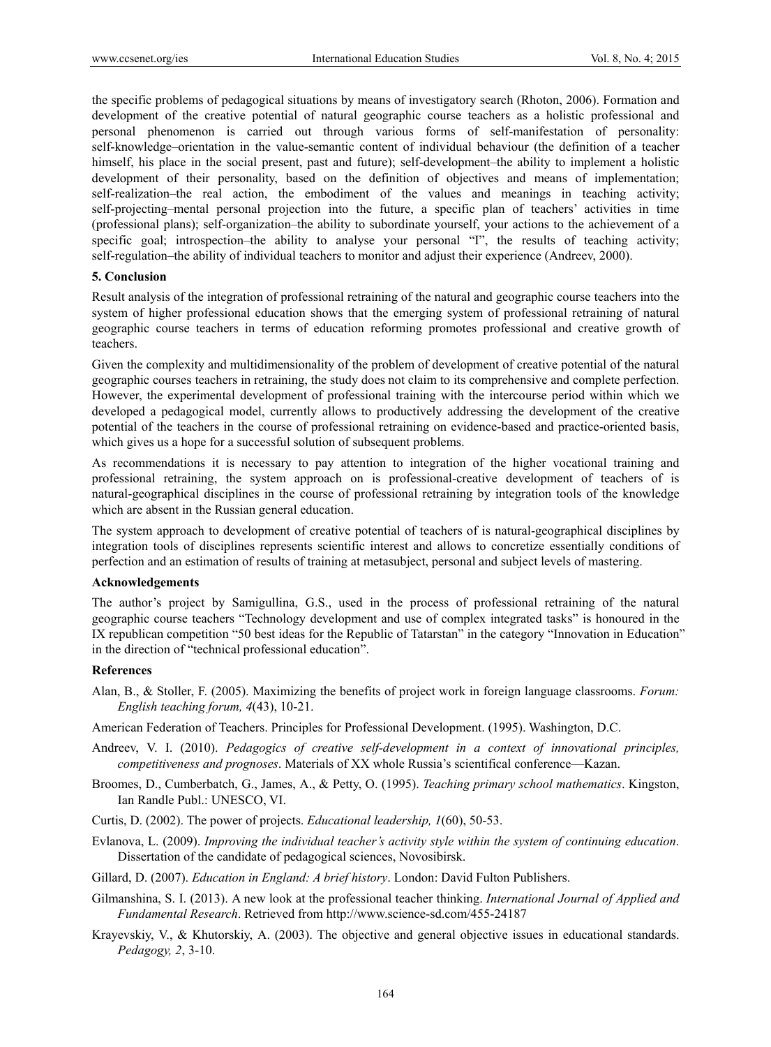the specific problems of pedagogical situations by means of investigatory search (Rhoton, 2006). Formation and development of the creative potential of natural geographic course teachers as a holistic professional and personal phenomenon is carried out through various forms of self-manifestation of personality: self-knowledge–orientation in the value-semantic content of individual behaviour (the definition of a teacher himself, his place in the social present, past and future); self-development–the ability to implement a holistic development of their personality, based on the definition of objectives and means of implementation; self-realization–the real action, the embodiment of the values and meanings in teaching activity; self-projecting–mental personal projection into the future, a specific plan of teachers' activities in time (professional plans); self-organization–the ability to subordinate yourself, your actions to the achievement of a specific goal; introspection–the ability to analyse your personal "I", the results of teaching activity; self-regulation–the ability of individual teachers to monitor and adjust their experience (Andreev, 2000).

## 5. Conclusion

Result analysis of the integration of professional retraining of the natural and geographic course teachers into the system of higher professional education shows that the emerging system of professional retraining of natural geographic course teachers in terms of education reforming promotes professional and creative growth of teachers.

Given the complexity and multidimensionality of the problem of development of creative potential of the natural geographic courses teachers in retraining, the study does not claim to its comprehensive and complete perfection. However, the experimental development of professional training with the intercourse period within which we developed a pedagogical model, currently allows to productively addressing the development of the creative potential of the teachers in the course of professional retraining on evidence-based and practice-oriented basis, which gives us a hope for a successful solution of subsequent problems.

As recommendations it is necessary to pay attention to integration of the higher vocational training and professional retraining, the system approach on is professional-creative development of teachers of is natural-geographical disciplines in the course of professional retraining by integration tools of the knowledge which are absent in the Russian general education.

The system approach to development of creative potential of teachers of is natural-geographical disciplines by integration tools of disciplines represents scientific interest and allows to concretize essentially conditions of perfection and an estimation of results of training at metasubject, personal and subject levels of mastering.

## Acknowledgements

The author's project by Samigullina, G.S., used in the process of professional retraining of the natural geographic course teachers "Technology development and use of complex integrated tasks" is honoured in the IX republican competition "50 best ideas for the Republic of Tatarstan" in the category "Innovation in Education" in the direction of "technical professional education".

## References

Alan, B., & Stoller, F. (2005). Maximizing the benefits of project work in foreign language classrooms. *Forum: English teaching forum, 4*(43), 10-21.

American Federation of Teachers. Principles for Professional Development. (1995). Washington, D.C.

Andreev, V. I. (2010). *Pedagogics of creative self-development in a context of innovational principles, competitiveness and prognoses*. Materials of XX whole Russia's scientifical conference—Kazan.

Broomes, D., Cumberbatch, G., James, A., & Petty, O. (1995). *Teaching primary school mathematics*. Kingston, Ian Randle Publ.: UNESCO, VI.

Curtis, D. (2002). The power of projects. *Educational leadership, 1*(60), 50-53.

Evlanova, L. (2009). *Improving the individual teacher's activity style within the system of continuing education*. Dissertation of the candidate of pedagogical sciences, Novosibirsk.

Gillard, D. (2007). *Education in England: A brief history*. London: David Fulton Publishers.

Gilmanshina, S. I. (2013). A new look at the professional teacher thinking. *International Journal of Applied and Fundamental Research*. Retrieved from http://www.science-sd.com/455-24187

Krayevskiy, V., & Khutorskiy, A. (2003). The objective and general objective issues in educational standards. *Pedagogy, 2*, 3-10.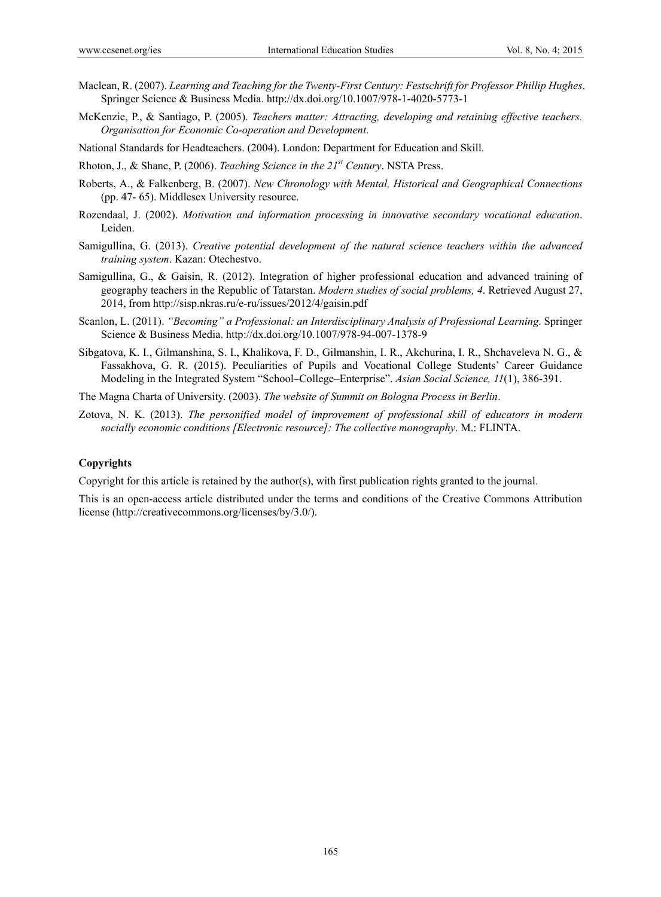Maclean, R. (2007). *Learning and Teaching for the Twenty-First Century: Festschrift for Professor Phillip Hughes*. Springer Science & Business Media. http://dx.doi.org/10.1007/978-1-4020-5773-1

McKenzie, P., & Santiago, P. (2005). *Teachers matter: Attracting, developing and retaining effective teachers. Organisation for Economic Co-operation and Development*.

National Standards for Headteachers. (2004). London: Department for Education and Skill.

Rhoton, J., & Shane, P. (2006). *Teaching Science in the 21st Century*. NSTA Press.

Roberts, A., & Falkenberg, B. (2007). *New Chronology with Mental, Historical and Geographical Connections* (pp. 47- 65). Middlesex University resource.

Rozendaal, J. (2002). *Motivation and information processing in innovative secondary vocational education*. Leiden.

Samigullina, G. (2013). *Creative potential development of the natural science teachers within the advanced training system*. Kazan: Otechestvo.

Samigullina, G., & Gaisin, R. (2012). Integration of higher professional education and advanced training of geography teachers in the Republic of Tatarstan. *Modern studies of social problems, 4*. Retrieved August 27, 2014, from http://sisp.nkras.ru/e-ru/issues/2012/4/gaisin.pdf

Scanlon, L. (2011). *"Becoming" a Professional: an Interdisciplinary Analysis of Professional Learning*. Springer Science & Business Media. http://dx.doi.org/10.1007/978-94-007-1378-9

Sibgatova, K. I., Gilmanshina, S. I., Khalikova, F. D., Gilmanshin, I. R., Akchurina, I. R., Shchaveleva N. G., & Fassakhova, G. R. (2015). Peculiarities of Pupils and Vocational College Students' Career Guidance Modeling in the Integrated System "School–College–Enterprise". *Asian Social Science, 11*(1), 386-391.

The Magna Charta of University. (2003). *The website of Summit on Bologna Process in Berlin*.

Zotova, N. K. (2013). *The personified model of improvement of professional skill of educators in modern socially economic conditions [Electronic resource]: The collective monography*. M.: FLINTA.

**Copyrights**

Copyright for this article is retained by the author(s), with first publication rights granted to the journal.

This is an open-access article distributed under the terms and conditions of the Creative Commons Attribution license (http://creativecommons.org/licenses/by/3.0/).